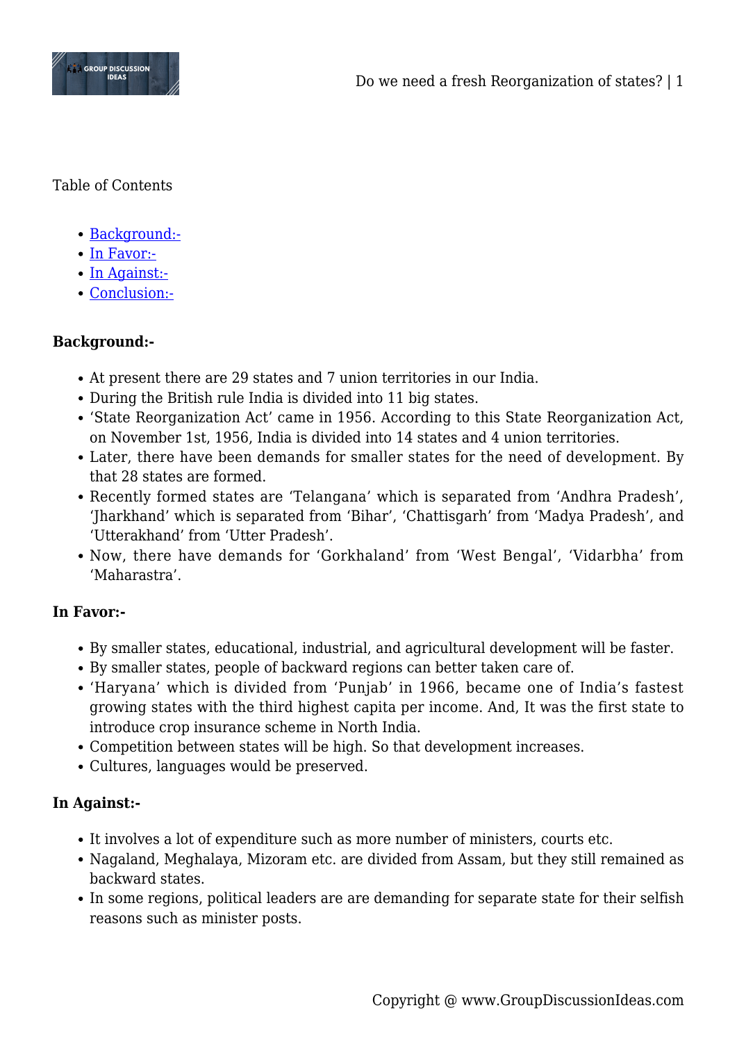Table of Contents

- [Background:-](#)
- [In Favor:-](#)
- [In Against:-](#)
- [Conclusion:-](#)

**Background:-**

- At present there are 29 states and 7 union territories in our India.
- During the British rule India is divided into 11 big states.
- 'State Reorganization Act' came in 1956. According to this State Reorganization Act, on November 1st, 1956, India is divided into 14 states and 4 union territories.
- Later, there have been demands for smaller states for the need of development. By that 28 states are formed.
- Recently formed states are 'Telangana' which is separated from 'Andhra Pradesh', 'Jharkhand' which is separated from 'Bihar', 'Chattisgarh' from 'Madya Pradesh', and 'Utterakhand' from 'Utter Pradesh'.
- Now, there have demands for 'Gorkhaland' from 'West Bengal', 'Vidarbha' from 'Maharastra'.

**In Favor:-**

- By smaller states, educational, industrial, and agricultural development will be faster.
- By smaller states, people of backward regions can better taken care of.
- 'Haryana' which is divided from 'Punjab' in 1966, became one of India's fastest growing states with the third highest capita per income. And, It was the first state to introduce crop insurance scheme in North India.
- Competition between states will be high. So that development increases.
- Cultures, languages would be preserved.

**In Against:-**

- It involves a lot of expenditure such as more number of ministers, courts etc.
- Nagaland, Meghalaya, Mizoram etc. are divided from Assam, but they still remained as backward states.
- In some regions, political leaders are are demanding for separate state for their selfish reasons such as minister posts.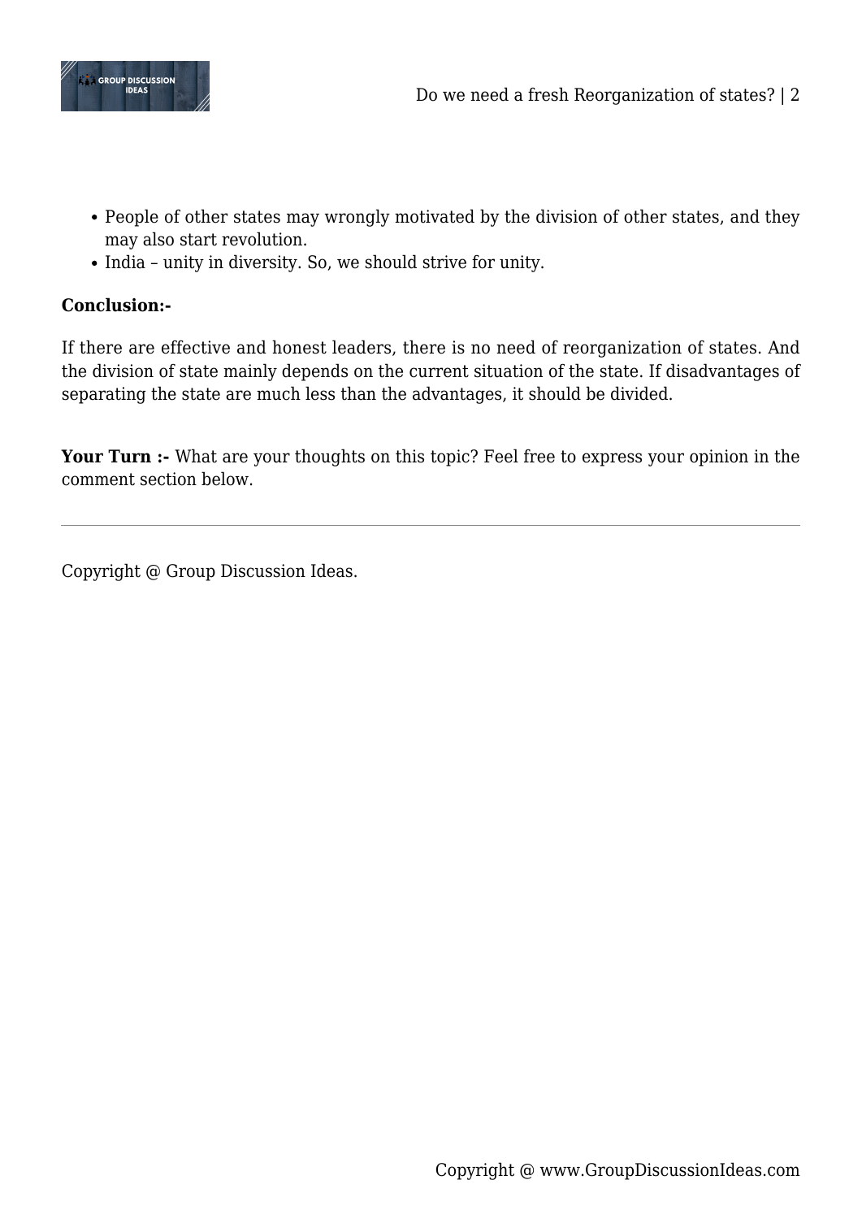- People of other states may wrongly motivated by the division of other states, and they may also start revolution.
- India – unity in diversity. So, we should strive for unity.

**Conclusion:-**

If there are effective and honest leaders, there is no need of reorganization of states. And the division of state mainly depends on the current situation of the state. If disadvantages of separating the state are much less than the advantages, it should be divided.

**Your Turn :-** What are your thoughts on this topic? Feel free to express your opinion in the comment section below.

---

Copyright @ Group Discussion Ideas.